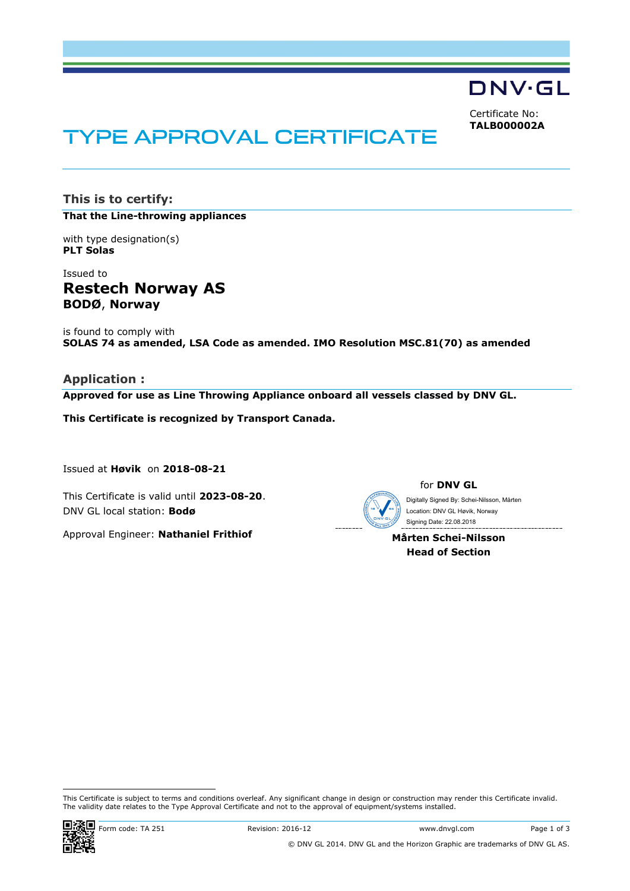DNV·GL

Certificate No:
**TALB000002A**

# TYPE APPROVAL CERTIFICATE

## This is to certify:

**That the Line-throwing appliances**

with type designation(s)
**PLT Solas**

Issued to
### Restech Norway AS
**BODØ**, **Norway**

is found to comply with
**SOLAS 74 as amended, LSA Code as amended. IMO Resolution MSC.81(70) as amended**

## Application :

**Approved for use as Line Throwing Appliance onboard all vessels classed by DNV GL.**

**This Certificate is recognized by Transport Canada.**

Issued at **Høvik** on **2018-08-21**

This Certificate is valid until **2023-08-20**.
DNV GL local station: **Bodø**

Approval Engineer: **Nathaniel Frithiof**

for **DNV GL**

Digitally Signed By: Schei-Nilsson, Mårten
Location: DNV GL Høvik, Norway
Signing Date: 22.08.2018

**Mårten Schei-Nilsson**
**Head of Section**

This Certificate is subject to terms and conditions overleaf. Any significant change in design or construction may render this Certificate invalid. The validity date relates to the Type Approval Certificate and not to the approval of equipment/systems installed.

Form code: TA 251 Revision: 2016-12 www.dnvgl.com

© DNV GL 2014. DNV GL and the Horizon Graphic are trademarks of DNV GL AS.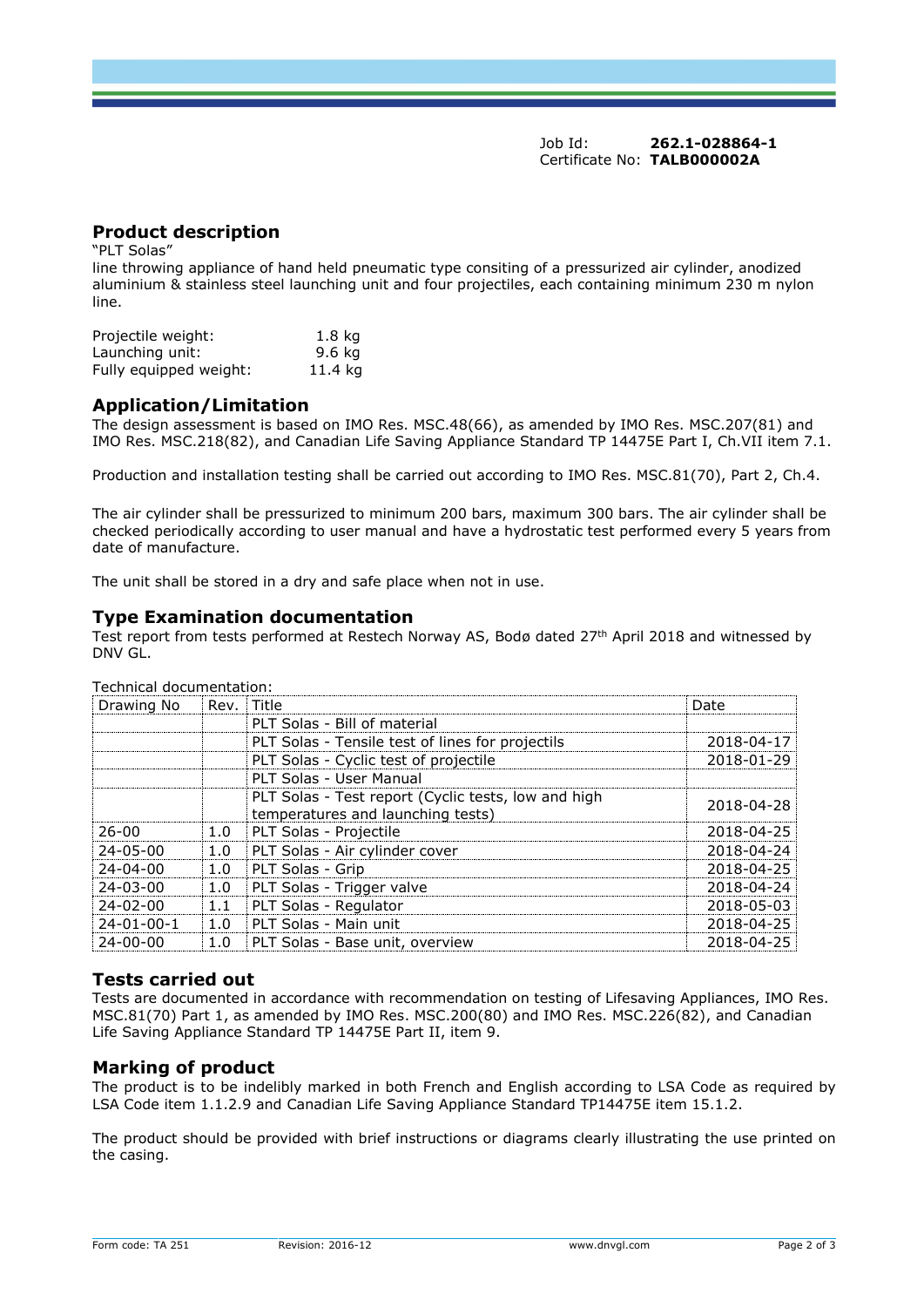Job Id: **262.1-028864-1**
Certificate No: **TALB000002A**

## Product description

"PLT Solas"
line throwing appliance of hand held pneumatic type consiting of a pressurized air cylinder, anodized aluminium & stainless steel launching unit and four projectiles, each containing minimum 230 m nylon line.

| | |
|---|---|
| Projectile weight: | 1.8 kg |
| Launching unit: | 9.6 kg |
| Fully equipped weight: | 11.4 kg |

## Application/Limitation

The design assessment is based on IMO Res. MSC.48(66), as amended by IMO Res. MSC.207(81) and IMO Res. MSC.218(82), and Canadian Life Saving Appliance Standard TP 14475E Part I, Ch.VII item 7.1.

Production and installation testing shall be carried out according to IMO Res. MSC.81(70), Part 2, Ch.4.

The air cylinder shall be pressurized to minimum 200 bars, maximum 300 bars. The air cylinder shall be checked periodically according to user manual and have a hydrostatic test performed every 5 years from date of manufacture.

The unit shall be stored in a dry and safe place when not in use.

## Type Examination documentation

Test report from tests performed at Restech Norway AS, Bodø dated 27th April 2018 and witnessed by DNV GL.

Technical documentation:

| Drawing No | Rev. | Title | Date |
|---|---|---|---|
| | | PLT Solas - Bill of material | |
| | | PLT Solas - Tensile test of lines for projectils | 2018-04-17 |
| | | PLT Solas - Cyclic test of projectile | 2018-01-29 |
| | | PLT Solas - User Manual | |
| | | PLT Solas - Test report (Cyclic tests, low and high temperatures and launching tests) | 2018-04-28 |
| 26-00 | 1.0 | PLT Solas - Projectile | 2018-04-25 |
| 24-05-00 | 1.0 | PLT Solas - Air cylinder cover | 2018-04-24 |
| 24-04-00 | 1.0 | PLT Solas - Grip | 2018-04-25 |
| 24-03-00 | 1.0 | PLT Solas - Trigger valve | 2018-04-24 |
| 24-02-00 | 1.1 | PLT Solas - Regulator | 2018-05-03 |
| 24-01-00-1 | 1.0 | PLT Solas - Main unit | 2018-04-25 |
| 24-00-00 | 1.0 | PLT Solas - Base unit, overview | 2018-04-25 |

## Tests carried out

Tests are documented in accordance with recommendation on testing of Lifesaving Appliances, IMO Res. MSC.81(70) Part 1, as amended by IMO Res. MSC.200(80) and IMO Res. MSC.226(82), and Canadian Life Saving Appliance Standard TP 14475E Part II, item 9.

## Marking of product

The product is to be indelibly marked in both French and English according to LSA Code as required by LSA Code item 1.1.2.9 and Canadian Life Saving Appliance Standard TP14475E item 15.1.2.

The product should be provided with brief instructions or diagrams clearly illustrating the use printed on the casing.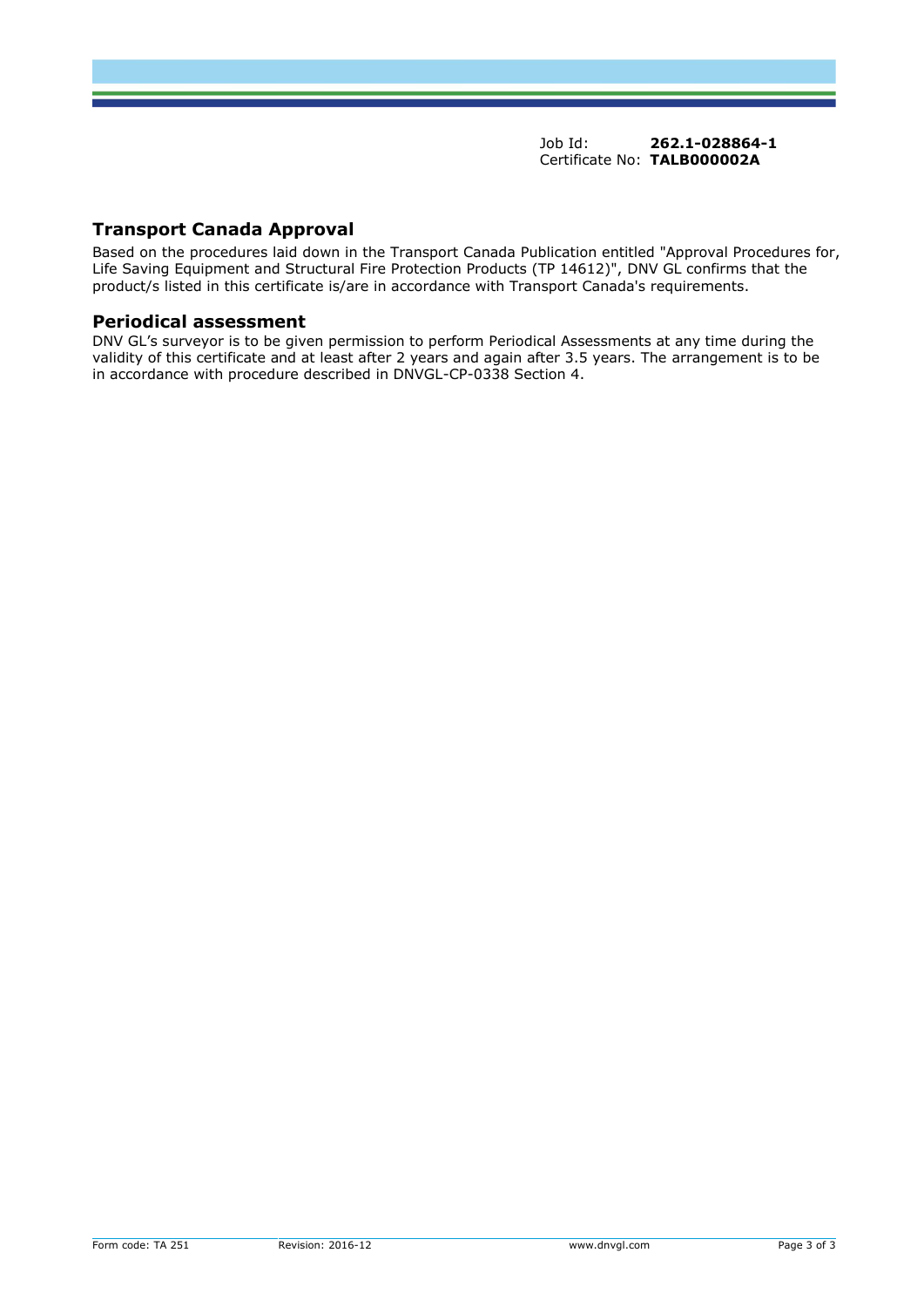Job Id: **262.1-028864-1**
Certificate No: **TALB000002A**

## Transport Canada Approval

Based on the procedures laid down in the Transport Canada Publication entitled "Approval Procedures for, Life Saving Equipment and Structural Fire Protection Products (TP 14612)", DNV GL confirms that the product/s listed in this certificate is/are in accordance with Transport Canada's requirements.

## Periodical assessment

DNV GL's surveyor is to be given permission to perform Periodical Assessments at any time during the validity of this certificate and at least after 2 years and again after 3.5 years. The arrangement is to be in accordance with procedure described in DNVGL-CP-0338 Section 4.